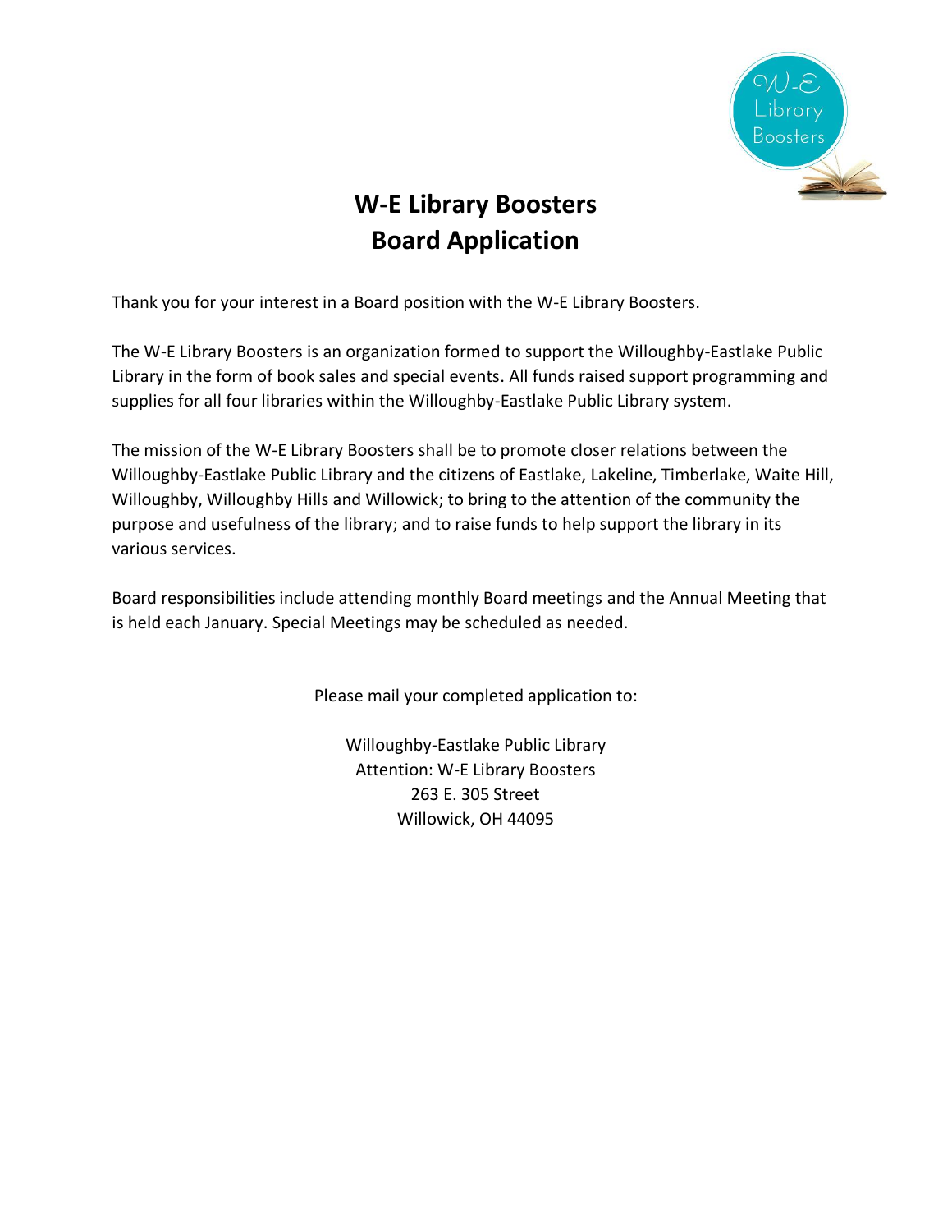# W-E Library Boosters
# Board Application

Thank you for your interest in a Board position with the W-E Library Boosters.

The W-E Library Boosters is an organization formed to support the Willoughby-Eastlake Public Library in the form of book sales and special events. All funds raised support programming and supplies for all four libraries within the Willoughby-Eastlake Public Library system.

The mission of the W-E Library Boosters shall be to promote closer relations between the Willoughby-Eastlake Public Library and the citizens of Eastlake, Lakeline, Timberlake, Waite Hill, Willoughby, Willoughby Hills and Willowick; to bring to the attention of the community the purpose and usefulness of the library; and to raise funds to help support the library in its various services.

Board responsibilities include attending monthly Board meetings and the Annual Meeting that is held each January. Special Meetings may be scheduled as needed.

Please mail your completed application to:

Willoughby-Eastlake Public Library
Attention: W-E Library Boosters
263 E. 305 Street
Willowick, OH 44095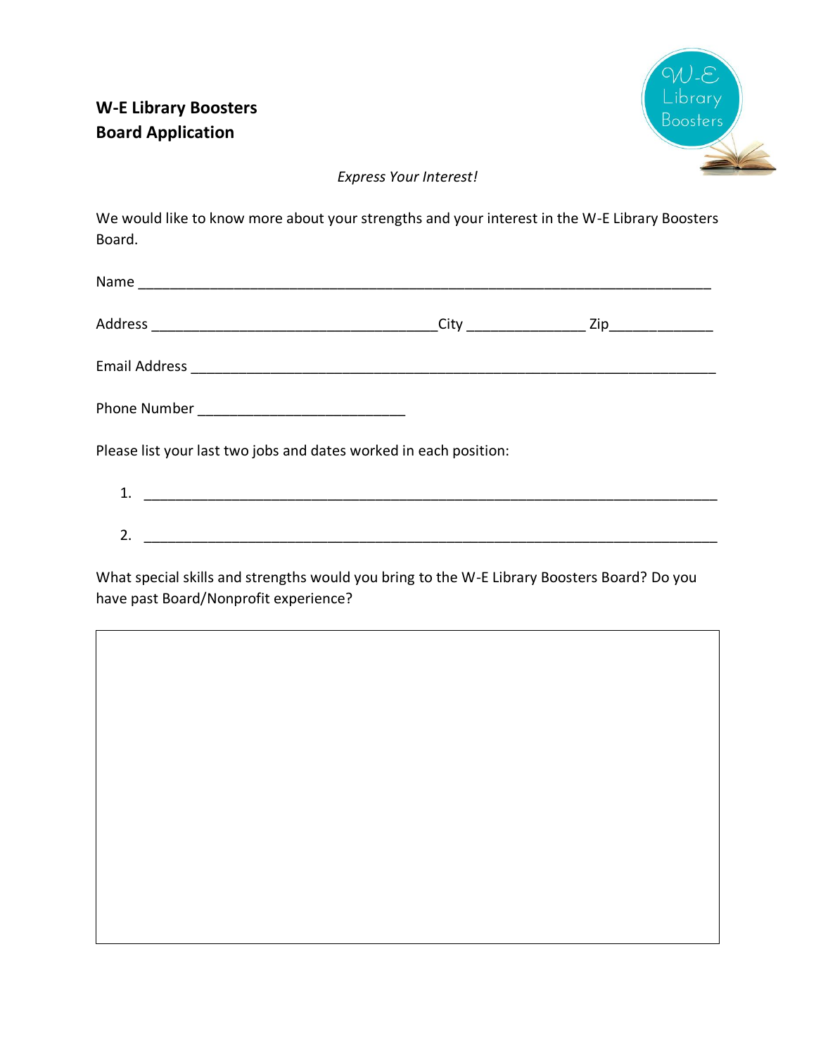**W-E Library Boosters**
**Board Application**

*Express Your Interest!*

We would like to know more about your strengths and your interest in the W-E Library Boosters Board.

Name ___________________________________________________________________________

Address ____________________________________City _______________ Zip_____________

Email Address _____________________________________________________________________

Phone Number __________________________

Please list your last two jobs and dates worked in each position:

1. ___________________________________________________________________________
2. ___________________________________________________________________________

What special skills and strengths would you bring to the W-E Library Boosters Board? Do you have past Board/Nonprofit experience?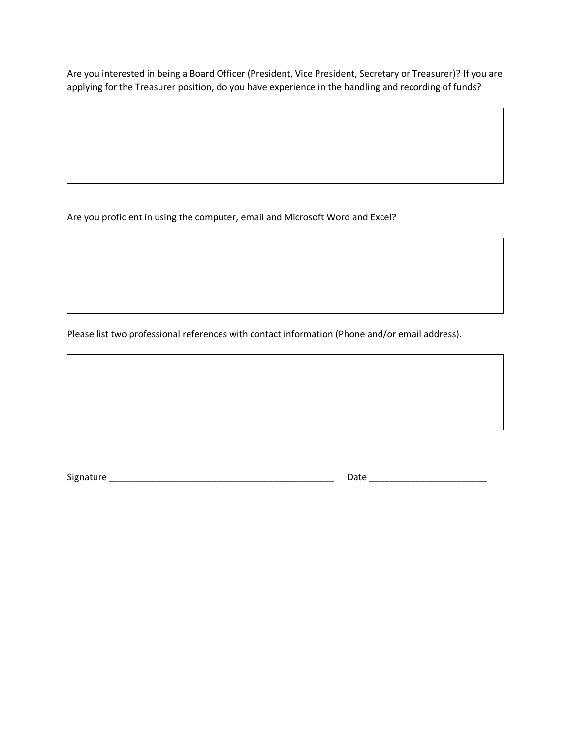Are you interested in being a Board Officer (President, Vice President, Secretary or Treasurer)? If you are applying for the Treasurer position, do you have experience in the handling and recording of funds?

| |
|---|
| |

Are you proficient in using the computer, email and Microsoft Word and Excel?

| |
|---|
| |

Please list two professional references with contact information (Phone and/or email address).

| |
|---|
| |

Signature ______________________________________________ Date ________________________